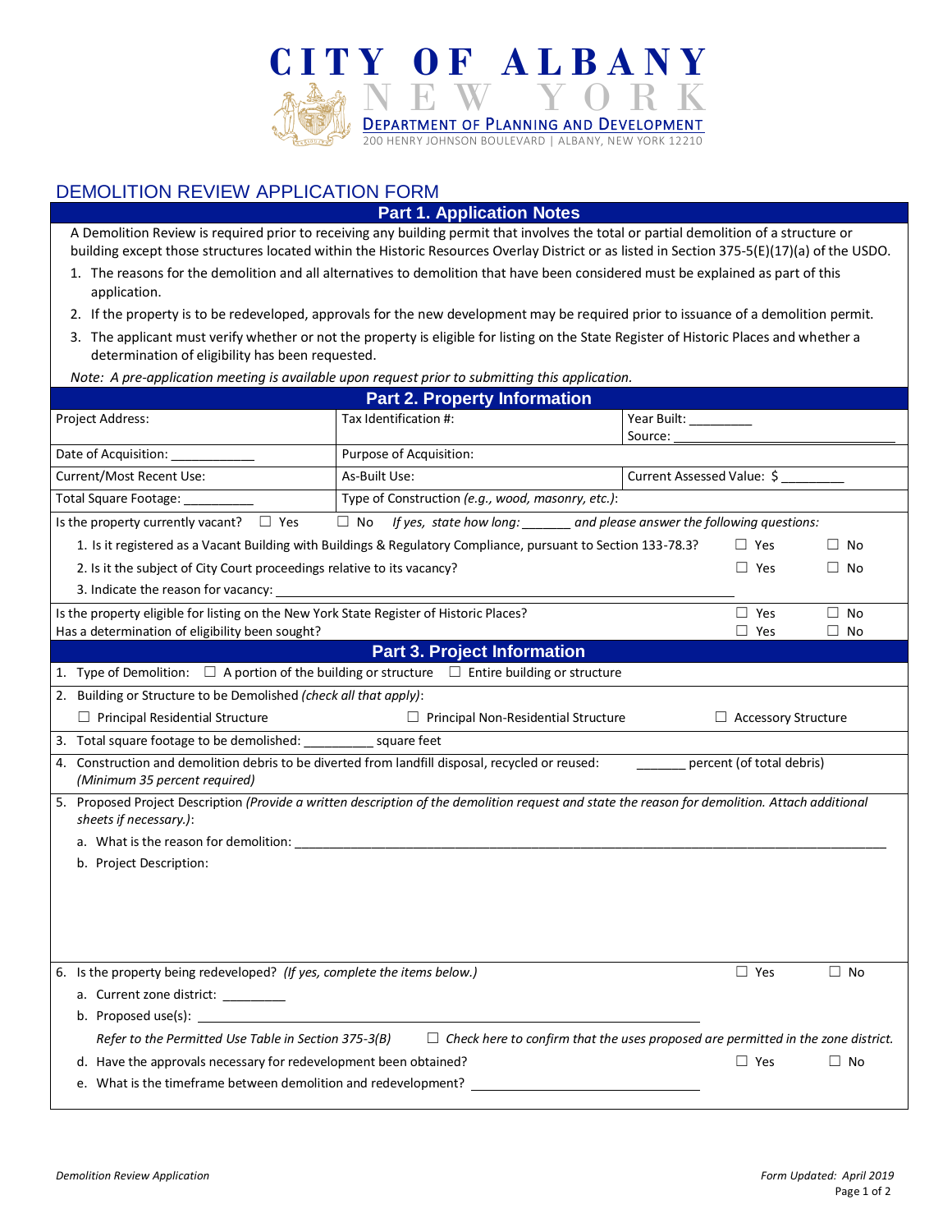# CITY OF ALBANY
## NEW YORK
### DEPARTMENT OF PLANNING AND DEVELOPMENT
200 HENRY JOHNSON BOULEVARD | ALBANY, NEW YORK 12210

## DEMOLITION REVIEW APPLICATION FORM

### Part 1. Application Notes

A Demolition Review is required prior to receiving any building permit that involves the total or partial demolition of a structure or building except those structures located within the Historic Resources Overlay District or as listed in Section 375-5(E)(17)(a) of the USDO.

1. The reasons for the demolition and all alternatives to demolition that have been considered must be explained as part of this application.
2. If the property is to be redeveloped, approvals for the new development may be required prior to issuance of a demolition permit.
3. The applicant must verify whether or not the property is eligible for listing on the State Register of Historic Places and whether a determination of eligibility has been requested.

*Note: A pre-application meeting is available upon request prior to submitting this application.*

### Part 2. Property Information

| | | |
|---|---|---|
| Project Address: | Tax Identification #: | Year Built: _________<br>Source: ___________________ |
| Date of Acquisition: ____________ | Purpose of Acquisition: | |
| Current/Most Recent Use: | As-Built Use: | Current Assessed Value: $ _________ |
| Total Square Footage: __________ | Type of Construction *(e.g., wood, masonry, etc.)*: | |

Is the property currently vacant? ☐ Yes ☐ No *If yes, state how long:* _______ *and please answer the following questions:*

1. Is it registered as a Vacant Building with Buildings & Regulatory Compliance, pursuant to Section 133-78.3? ☐ Yes ☐ No
2. Is it the subject of City Court proceedings relative to its vacancy? ☐ Yes ☐ No
3. Indicate the reason for vacancy: ______________________________

Is the property eligible for listing on the New York State Register of Historic Places? ☐ Yes ☐ No

Has a determination of eligibility been sought? ☐ Yes ☐ No

### Part 3. Project Information

1. Type of Demolition: ☐ A portion of the building or structure ☐ Entire building or structure
2. Building or Structure to be Demolished *(check all that apply)*:

   ☐ Principal Residential Structure ☐ Principal Non-Residential Structure ☐ Accessory Structure
3. Total square footage to be demolished: __________ square feet
4. Construction and demolition debris to be diverted from landfill disposal, recycled or reused: _______ percent (of total debris) *(Minimum 35 percent required)*
5. Proposed Project Description *(Provide a written description of the demolition request and state the reason for demolition. Attach additional sheets if necessary.)*:

   a. What is the reason for demolition: ______________________________

   b. Project Description:

6. Is the property being redeveloped? *(If yes, complete the items below.)* ☐ Yes ☐ No

   a. Current zone district: _________

   b. Proposed use(s): ______________________________

   *Refer to the Permitted Use Table in Section 375-3(B)* ☐ *Check here to confirm that the uses proposed are permitted in the zone district.*

   d. Have the approvals necessary for redevelopment been obtained? ☐ Yes ☐ No

   e. What is the timeframe between demolition and redevelopment? ______________________________

*Demolition Review Application* *Form Updated: April 2019*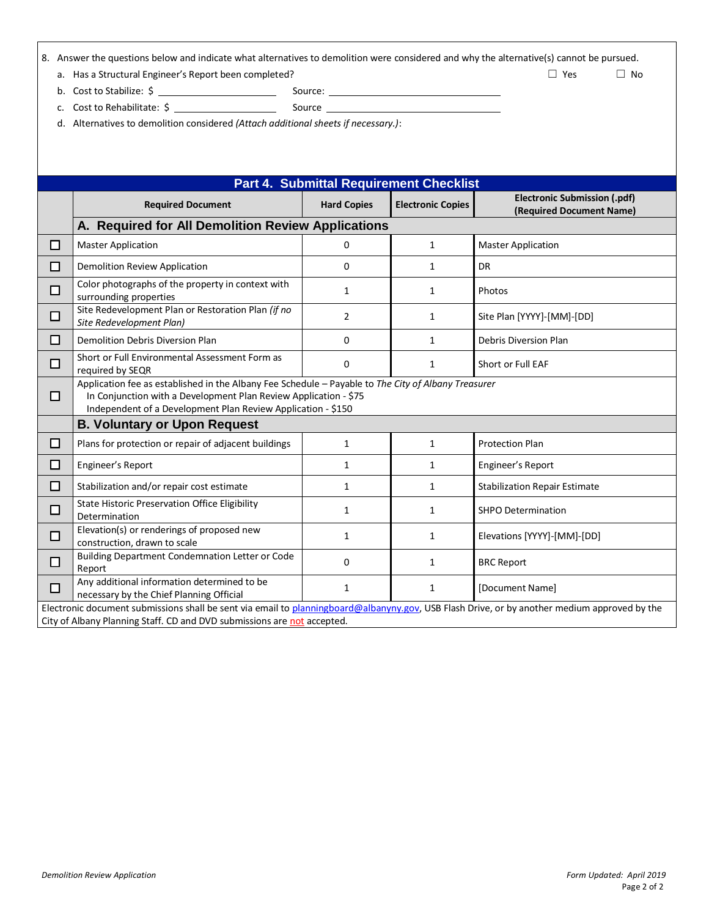8. Answer the questions below and indicate what alternatives to demolition were considered and why the alternative(s) cannot be pursued.
   a. Has a Structural Engineer's Report been completed? ☐ Yes ☐ No
   b. Cost to Stabilize: $ ____________________ Source: ______________________________
   c. Cost to Rehabilitate: $ ____________________ Source ______________________________
   d. Alternatives to demolition considered *(Attach additional sheets if necessary.)*:

## Part 4. Submittal Requirement Checklist

| | Required Document | Hard Copies | Electronic Copies | Electronic Submission (.pdf) (Required Document Name) |
|---|---|---|---|---|
| | **A. Required for All Demolition Review Applications** | | | |
| ☐ | Master Application | 0 | 1 | Master Application |
| ☐ | Demolition Review Application | 0 | 1 | DR |
| ☐ | Color photographs of the property in context with surrounding properties | 1 | 1 | Photos |
| ☐ | Site Redevelopment Plan or Restoration Plan *(if no Site Redevelopment Plan)* | 2 | 1 | Site Plan [YYYY]-[MM]-[DD] |
| ☐ | Demolition Debris Diversion Plan | 0 | 1 | Debris Diversion Plan |
| ☐ | Short or Full Environmental Assessment Form as required by SEQR | 0 | 1 | Short or Full EAF |
| ☐ | Application fee as established in the Albany Fee Schedule – Payable to *The City of Albany Treasurer*<br>In Conjunction with a Development Plan Review Application - $75<br>Independent of a Development Plan Review Application - $150 | | | |
| | **B. Voluntary or Upon Request** | | | |
| ☐ | Plans for protection or repair of adjacent buildings | 1 | 1 | Protection Plan |
| ☐ | Engineer's Report | 1 | 1 | Engineer's Report |
| ☐ | Stabilization and/or repair cost estimate | 1 | 1 | Stabilization Repair Estimate |
| ☐ | State Historic Preservation Office Eligibility Determination | 1 | 1 | SHPO Determination |
| ☐ | Elevation(s) or renderings of proposed new construction, drawn to scale | 1 | 1 | Elevations [YYYY]-[MM]-[DD] |
| ☐ | Building Department Condemnation Letter or Code Report | 0 | 1 | BRC Report |
| ☐ | Any additional information determined to be necessary by the Chief Planning Official | 1 | 1 | [Document Name] |

Electronic document submissions shall be sent via email to planningboard@albanyny.gov, USB Flash Drive, or by another medium approved by the City of Albany Planning Staff. CD and DVD submissions are not accepted.

*Demolition Review Application* *Form Updated: April 2019*